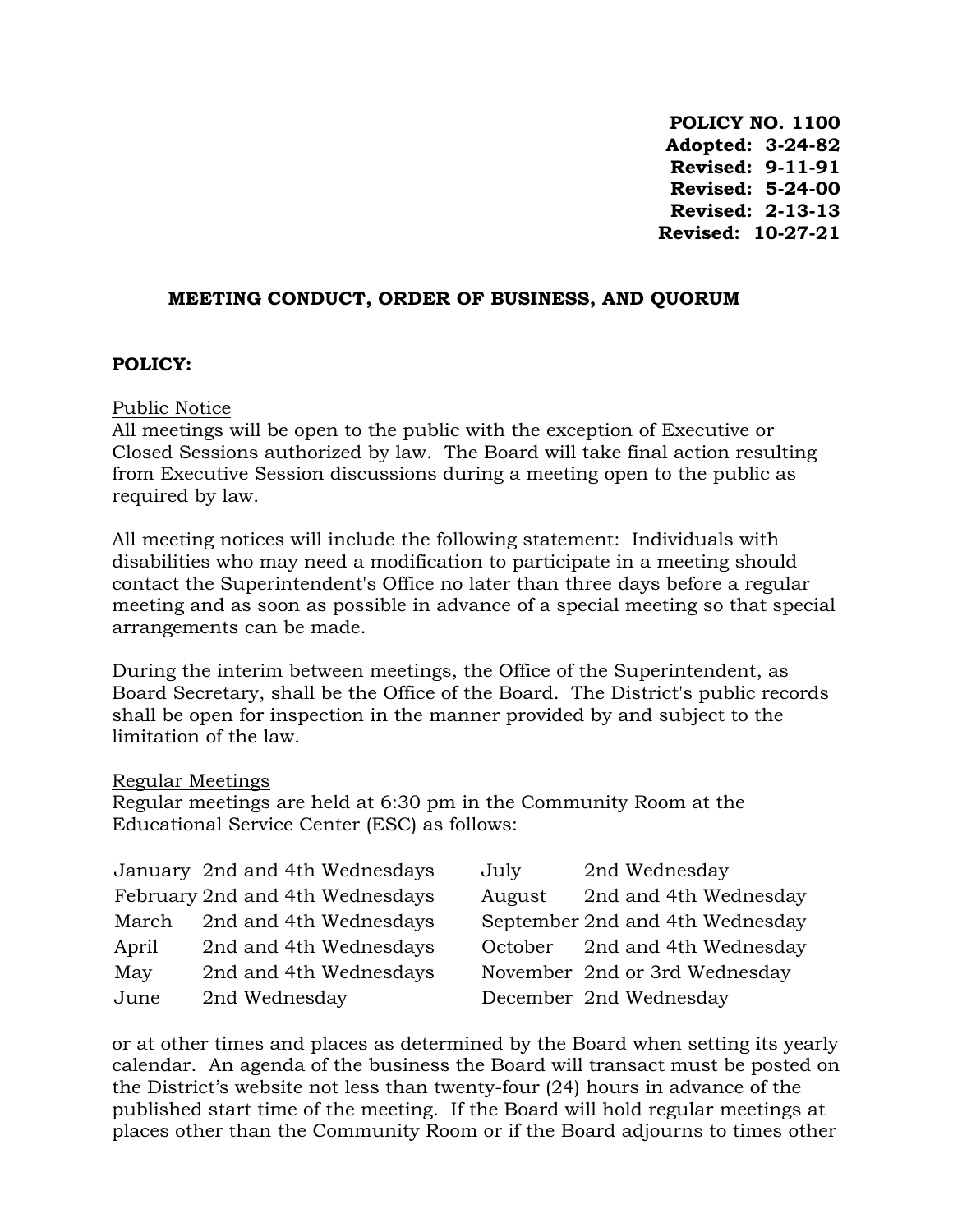**POLICY NO. 1100**
**Adopted: 3-24-82**
**Revised: 9-11-91**
**Revised: 5-24-00**
**Revised: 2-13-13**
**Revised: 10-27-21**

# MEETING CONDUCT, ORDER OF BUSINESS, AND QUORUM

**POLICY:**

Public Notice

All meetings will be open to the public with the exception of Executive or Closed Sessions authorized by law. The Board will take final action resulting from Executive Session discussions during a meeting open to the public as required by law.

All meeting notices will include the following statement: Individuals with disabilities who may need a modification to participate in a meeting should contact the Superintendent's Office no later than three days before a regular meeting and as soon as possible in advance of a special meeting so that special arrangements can be made.

During the interim between meetings, the Office of the Superintendent, as Board Secretary, shall be the Office of the Board. The District's public records shall be open for inspection in the manner provided by and subject to the limitation of the law.

Regular Meetings

Regular meetings are held at 6:30 pm in the Community Room at the Educational Service Center (ESC) as follows:

| | | | |
|---|---|---|---|
| January | 2nd and 4th Wednesdays | July | 2nd Wednesday |
| February | 2nd and 4th Wednesdays | August | 2nd and 4th Wednesday |
| March | 2nd and 4th Wednesdays | September | 2nd and 4th Wednesday |
| April | 2nd and 4th Wednesdays | October | 2nd and 4th Wednesday |
| May | 2nd and 4th Wednesdays | November | 2nd or 3rd Wednesday |
| June | 2nd Wednesday | December | 2nd Wednesday |

or at other times and places as determined by the Board when setting its yearly calendar. An agenda of the business the Board will transact must be posted on the District's website not less than twenty-four (24) hours in advance of the published start time of the meeting. If the Board will hold regular meetings at places other than the Community Room or if the Board adjourns to times other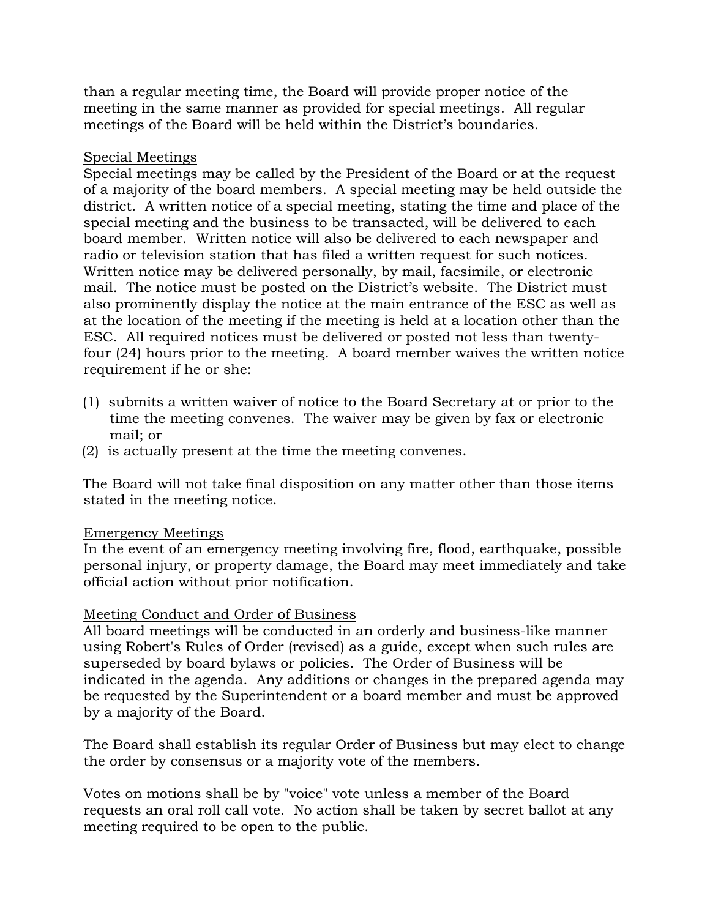than a regular meeting time, the Board will provide proper notice of the meeting in the same manner as provided for special meetings. All regular meetings of the Board will be held within the District's boundaries.

<u>Special Meetings</u>
Special meetings may be called by the President of the Board or at the request of a majority of the board members. A special meeting may be held outside the district. A written notice of a special meeting, stating the time and place of the special meeting and the business to be transacted, will be delivered to each board member. Written notice will also be delivered to each newspaper and radio or television station that has filed a written request for such notices. Written notice may be delivered personally, by mail, facsimile, or electronic mail. The notice must be posted on the District's website. The District must also prominently display the notice at the main entrance of the ESC as well as at the location of the meeting if the meeting is held at a location other than the ESC. All required notices must be delivered or posted not less than twenty-four (24) hours prior to the meeting. A board member waives the written notice requirement if he or she:

(1) submits a written waiver of notice to the Board Secretary at or prior to the time the meeting convenes. The waiver may be given by fax or electronic mail; or
(2) is actually present at the time the meeting convenes.

The Board will not take final disposition on any matter other than those items stated in the meeting notice.

<u>Emergency Meetings</u>
In the event of an emergency meeting involving fire, flood, earthquake, possible personal injury, or property damage, the Board may meet immediately and take official action without prior notification.

<u>Meeting Conduct and Order of Business</u>
All board meetings will be conducted in an orderly and business-like manner using Robert's Rules of Order (revised) as a guide, except when such rules are superseded by board bylaws or policies. The Order of Business will be indicated in the agenda. Any additions or changes in the prepared agenda may be requested by the Superintendent or a board member and must be approved by a majority of the Board.

The Board shall establish its regular Order of Business but may elect to change the order by consensus or a majority vote of the members.

Votes on motions shall be by "voice" vote unless a member of the Board requests an oral roll call vote. No action shall be taken by secret ballot at any meeting required to be open to the public.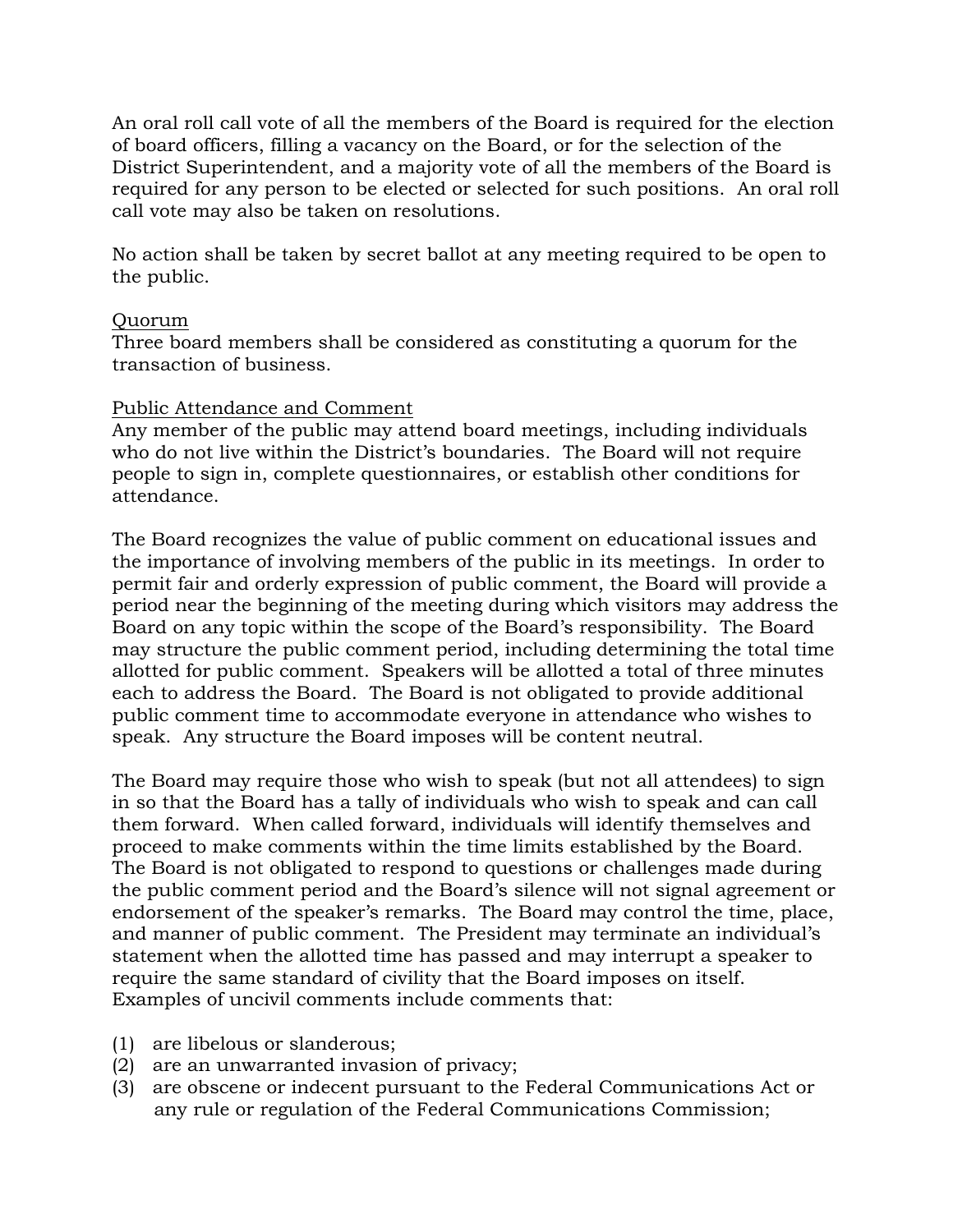An oral roll call vote of all the members of the Board is required for the election of board officers, filling a vacancy on the Board, or for the selection of the District Superintendent, and a majority vote of all the members of the Board is required for any person to be elected or selected for such positions. An oral roll call vote may also be taken on resolutions.

No action shall be taken by secret ballot at any meeting required to be open to the public.

<u>Quorum</u>

Three board members shall be considered as constituting a quorum for the transaction of business.

<u>Public Attendance and Comment</u>

Any member of the public may attend board meetings, including individuals who do not live within the District's boundaries. The Board will not require people to sign in, complete questionnaires, or establish other conditions for attendance.

The Board recognizes the value of public comment on educational issues and the importance of involving members of the public in its meetings. In order to permit fair and orderly expression of public comment, the Board will provide a period near the beginning of the meeting during which visitors may address the Board on any topic within the scope of the Board's responsibility. The Board may structure the public comment period, including determining the total time allotted for public comment. Speakers will be allotted a total of three minutes each to address the Board. The Board is not obligated to provide additional public comment time to accommodate everyone in attendance who wishes to speak. Any structure the Board imposes will be content neutral.

The Board may require those who wish to speak (but not all attendees) to sign in so that the Board has a tally of individuals who wish to speak and can call them forward. When called forward, individuals will identify themselves and proceed to make comments within the time limits established by the Board. The Board is not obligated to respond to questions or challenges made during the public comment period and the Board's silence will not signal agreement or endorsement of the speaker's remarks. The Board may control the time, place, and manner of public comment. The President may terminate an individual's statement when the allotted time has passed and may interrupt a speaker to require the same standard of civility that the Board imposes on itself. Examples of uncivil comments include comments that:

(1) are libelous or slanderous;
(2) are an unwarranted invasion of privacy;
(3) are obscene or indecent pursuant to the Federal Communications Act or any rule or regulation of the Federal Communications Commission;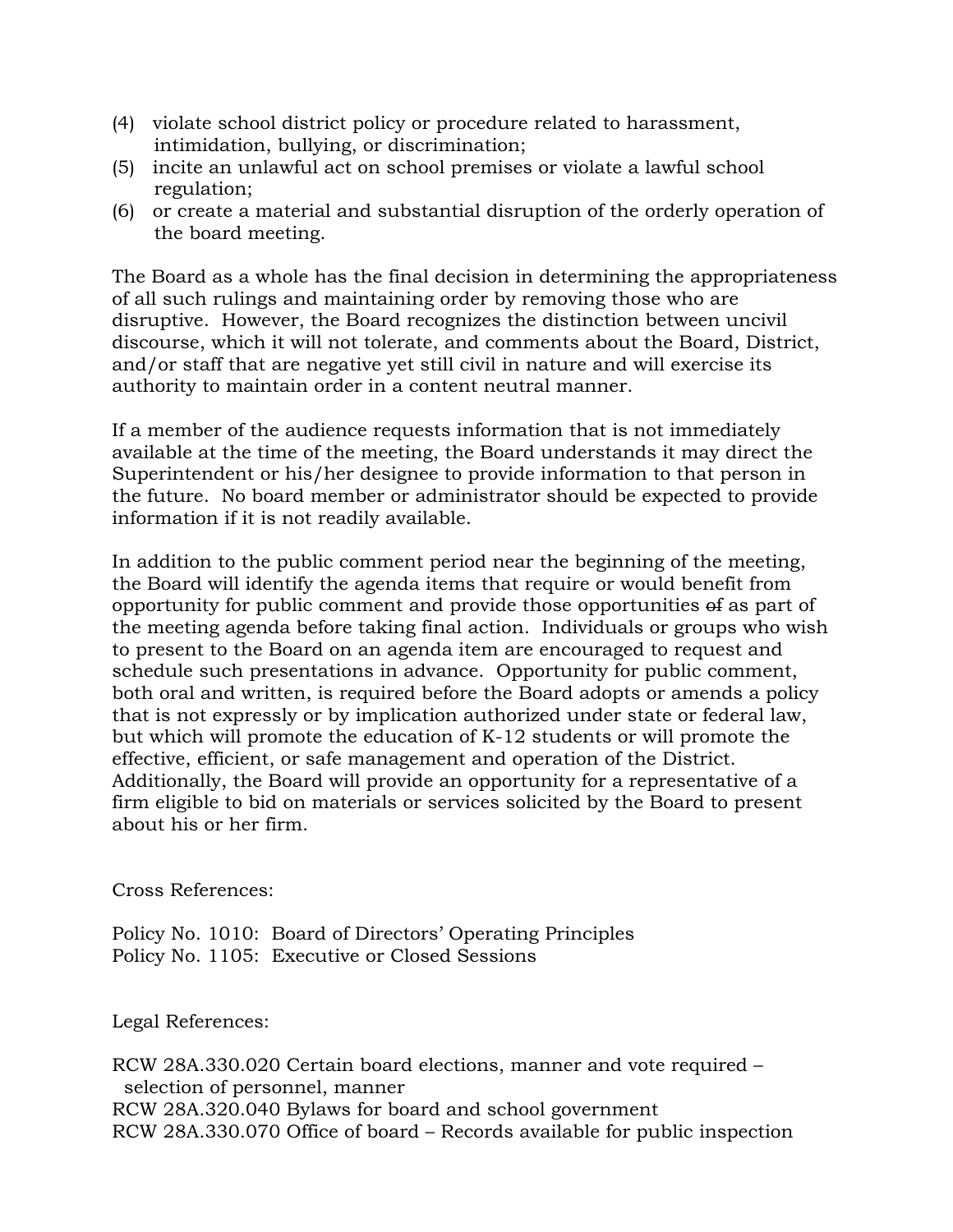(4) violate school district policy or procedure related to harassment, intimidation, bullying, or discrimination;
(5) incite an unlawful act on school premises or violate a lawful school regulation;
(6) or create a material and substantial disruption of the orderly operation of the board meeting.

The Board as a whole has the final decision in determining the appropriateness of all such rulings and maintaining order by removing those who are disruptive. However, the Board recognizes the distinction between uncivil discourse, which it will not tolerate, and comments about the Board, District, and/or staff that are negative yet still civil in nature and will exercise its authority to maintain order in a content neutral manner.

If a member of the audience requests information that is not immediately available at the time of the meeting, the Board understands it may direct the Superintendent or his/her designee to provide information to that person in the future. No board member or administrator should be expected to provide information if it is not readily available.

In addition to the public comment period near the beginning of the meeting, the Board will identify the agenda items that require or would benefit from opportunity for public comment and provide those opportunities ~~of~~ as part of the meeting agenda before taking final action. Individuals or groups who wish to present to the Board on an agenda item are encouraged to request and schedule such presentations in advance. Opportunity for public comment, both oral and written, is required before the Board adopts or amends a policy that is not expressly or by implication authorized under state or federal law, but which will promote the education of K-12 students or will promote the effective, efficient, or safe management and operation of the District. Additionally, the Board will provide an opportunity for a representative of a firm eligible to bid on materials or services solicited by the Board to present about his or her firm.

Cross References:

Policy No. 1010: Board of Directors' Operating Principles
Policy No. 1105: Executive or Closed Sessions

Legal References:

RCW 28A.330.020 Certain board elections, manner and vote required – selection of personnel, manner
RCW 28A.320.040 Bylaws for board and school government
RCW 28A.330.070 Office of board – Records available for public inspection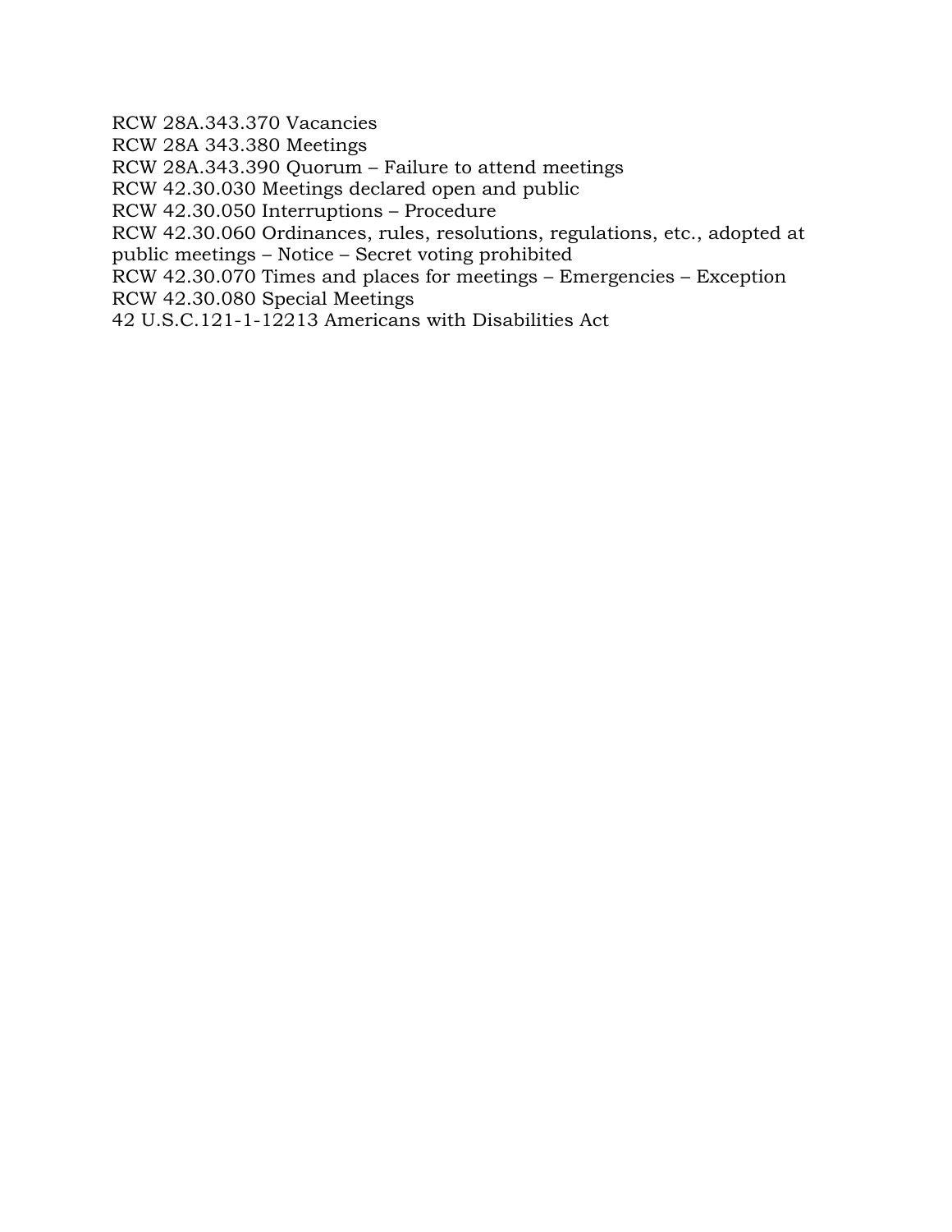RCW 28A.343.370 Vacancies
RCW 28A 343.380 Meetings
RCW 28A.343.390 Quorum – Failure to attend meetings
RCW 42.30.030 Meetings declared open and public
RCW 42.30.050 Interruptions – Procedure
RCW 42.30.060 Ordinances, rules, resolutions, regulations, etc., adopted at public meetings – Notice – Secret voting prohibited
RCW 42.30.070 Times and places for meetings – Emergencies – Exception
RCW 42.30.080 Special Meetings
42 U.S.C.121-1-12213 Americans with Disabilities Act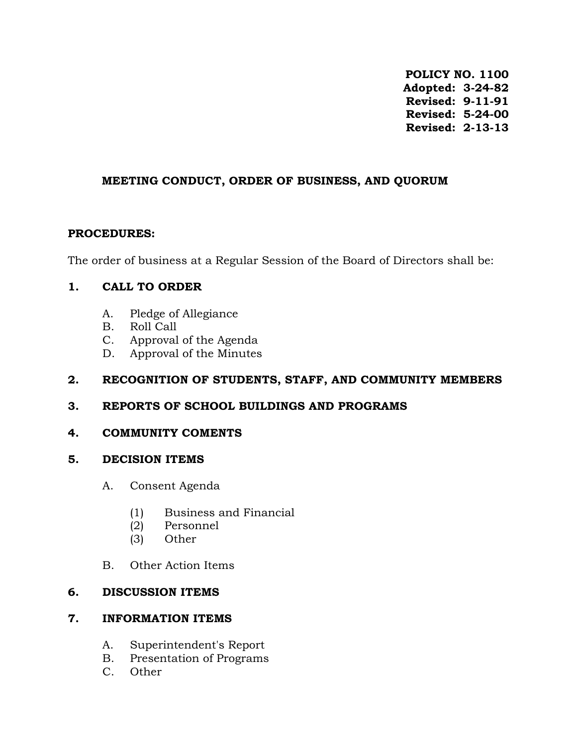**POLICY NO. 1100**
**Adopted: 3-24-82**
**Revised: 9-11-91**
**Revised: 5-24-00**
**Revised: 2-13-13**

## MEETING CONDUCT, ORDER OF BUSINESS, AND QUORUM

**PROCEDURES:**

The order of business at a Regular Session of the Board of Directors shall be:

### 1. CALL TO ORDER

A. Pledge of Allegiance
B. Roll Call
C. Approval of the Agenda
D. Approval of the Minutes

### 2. RECOGNITION OF STUDENTS, STAFF, AND COMMUNITY MEMBERS

### 3. REPORTS OF SCHOOL BUILDINGS AND PROGRAMS

### 4. COMMUNITY COMENTS

### 5. DECISION ITEMS

A. Consent Agenda

(1) Business and Financial
(2) Personnel
(3) Other

B. Other Action Items

### 6. DISCUSSION ITEMS

### 7. INFORMATION ITEMS

A. Superintendent's Report
B. Presentation of Programs
C. Other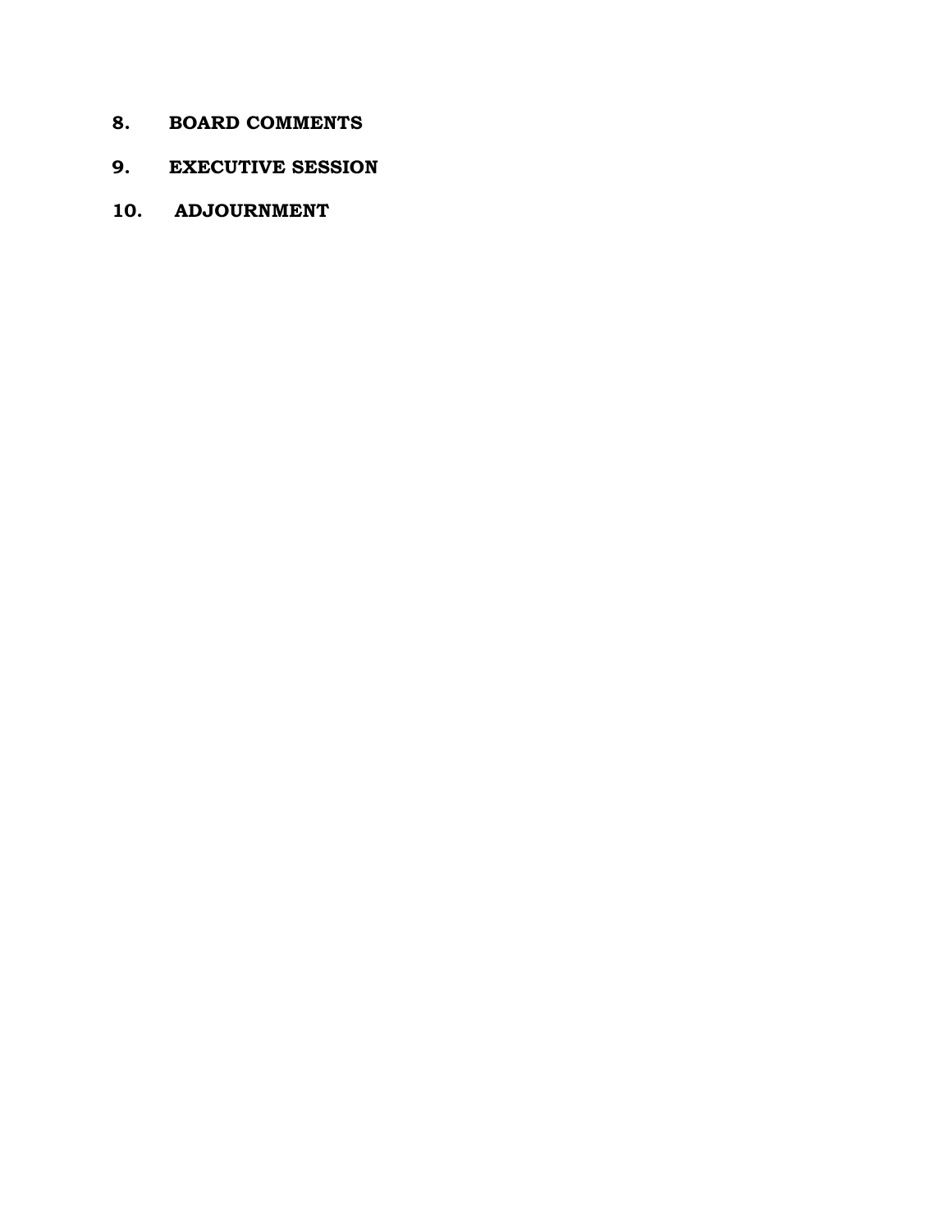**8. BOARD COMMENTS**

**9. EXECUTIVE SESSION**

**10. ADJOURNMENT**